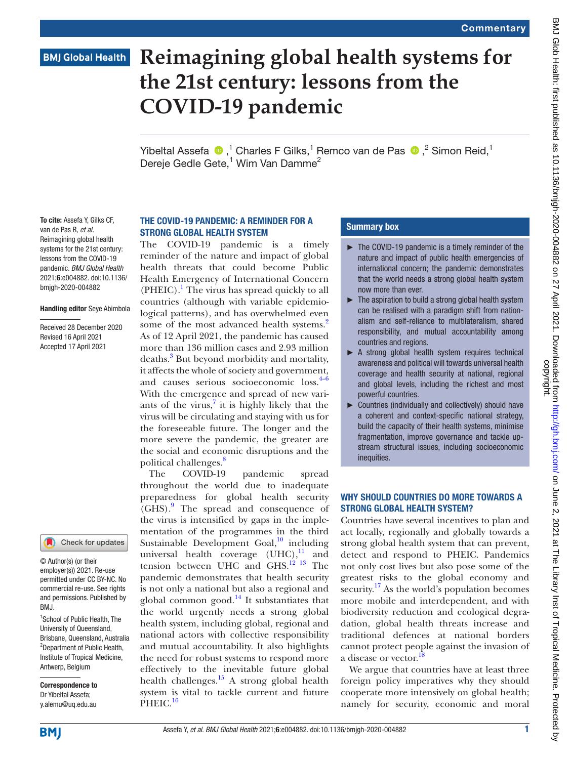# Reimagining global health systems for the 21st century: lessons from the COVID-19 pandemic

Yibeltal Assefa [1], Charles F Gilks [1], Remco van de Pas [2], Simon Reid [1], Dereje Gedle Gete [1], Wim Van Damme [2]

**To cite:** Assefa Y, Gilks CF, van de Pas R, *et al*. Reimagining global health systems for the 21st century: lessons from the COVID-19 pandemic. *BMJ Global Health* 2021;**6**:e004882. doi:10.1136/bmjgh-2020-004882

**Handling editor** Seye Abimbola

Received 28 December 2020
Revised 16 April 2021
Accepted 17 April 2021

© Author(s) (or their employer(s)) 2021. Re-use permitted under CC BY-NC. No commercial re-use. See rights and permissions. Published by BMJ.

[1] School of Public Health, The University of Queensland, Brisbane, Queensland, Australia
[2] Department of Public Health, Institute of Tropical Medicine, Antwerp, Belgium

**Correspondence to**
Dr Yibeltal Assefa;
y.alemu@uq.edu.au

## THE COVID-19 PANDEMIC: A REMINDER FOR A STRONG GLOBAL HEALTH SYSTEM

The COVID-19 pandemic is a timely reminder of the nature and impact of global health threats that could become Public Health Emergency of International Concern (PHEIC).[1] The virus has spread quickly to all countries (although with variable epidemiological patterns), and has overwhelmed even some of the most advanced health systems.[2] As of 12 April 2021, the pandemic has caused more than 136 million cases and 2.93 million deaths.[3] But beyond morbidity and mortality, it affects the whole of society and government, and causes serious socioeconomic loss.[4–6] With the emergence and spread of new variants of the virus,[7] it is highly likely that the virus will be circulating and staying with us for the foreseeable future. The longer and the more severe the pandemic, the greater are the social and economic disruptions and the political challenges.[8]

The COVID-19 pandemic spread throughout the world due to inadequate preparedness for global health security (GHS).[9] The spread and consequence of the virus is intensified by gaps in the implementation of the programmes in the third Sustainable Development Goal,[10] including universal health coverage (UHC),[11] and tension between UHC and GHS.[12 13] The pandemic demonstrates that health security is not only a national but also a regional and global common good.[14] It substantiates that the world urgently needs a strong global health system, including global, regional and national actors with collective responsibility and mutual accountability. It also highlights the need for robust systems to respond more effectively to the inevitable future global health challenges.[15] A strong global health system is vital to tackle current and future PHEIC.[16]

## Summary box

- The COVID-19 pandemic is a timely reminder of the nature and impact of public health emergencies of international concern; the pandemic demonstrates that the world needs a strong global health system now more than ever.
- The aspiration to build a strong global health system can be realised with a paradigm shift from nationalism and self-reliance to multilateralism, shared responsibility, and mutual accountability among countries and regions.
- A strong global health system requires technical awareness and political will towards universal health coverage and health security at national, regional and global levels, including the richest and most powerful countries.
- Countries (individually and collectively) should have a coherent and context-specific national strategy, build the capacity of their health systems, minimise fragmentation, improve governance and tackle upstream structural issues, including socioeconomic inequities.

## WHY SHOULD COUNTRIES DO MORE TOWARDS A STRONG GLOBAL HEALTH SYSTEM?

Countries have several incentives to plan and act locally, regionally and globally towards a strong global health system that can prevent, detect and respond to PHEIC. Pandemics not only cost lives but also pose some of the greatest risks to the global economy and security.[17] As the world's population becomes more mobile and interdependent, and with biodiversity reduction and ecological degradation, global health threats increase and traditional defences at national borders cannot protect people against the invasion of a disease or vector.[18]

We argue that countries have at least three foreign policy imperatives why they should cooperate more intensively on global health; namely for security, economic and moral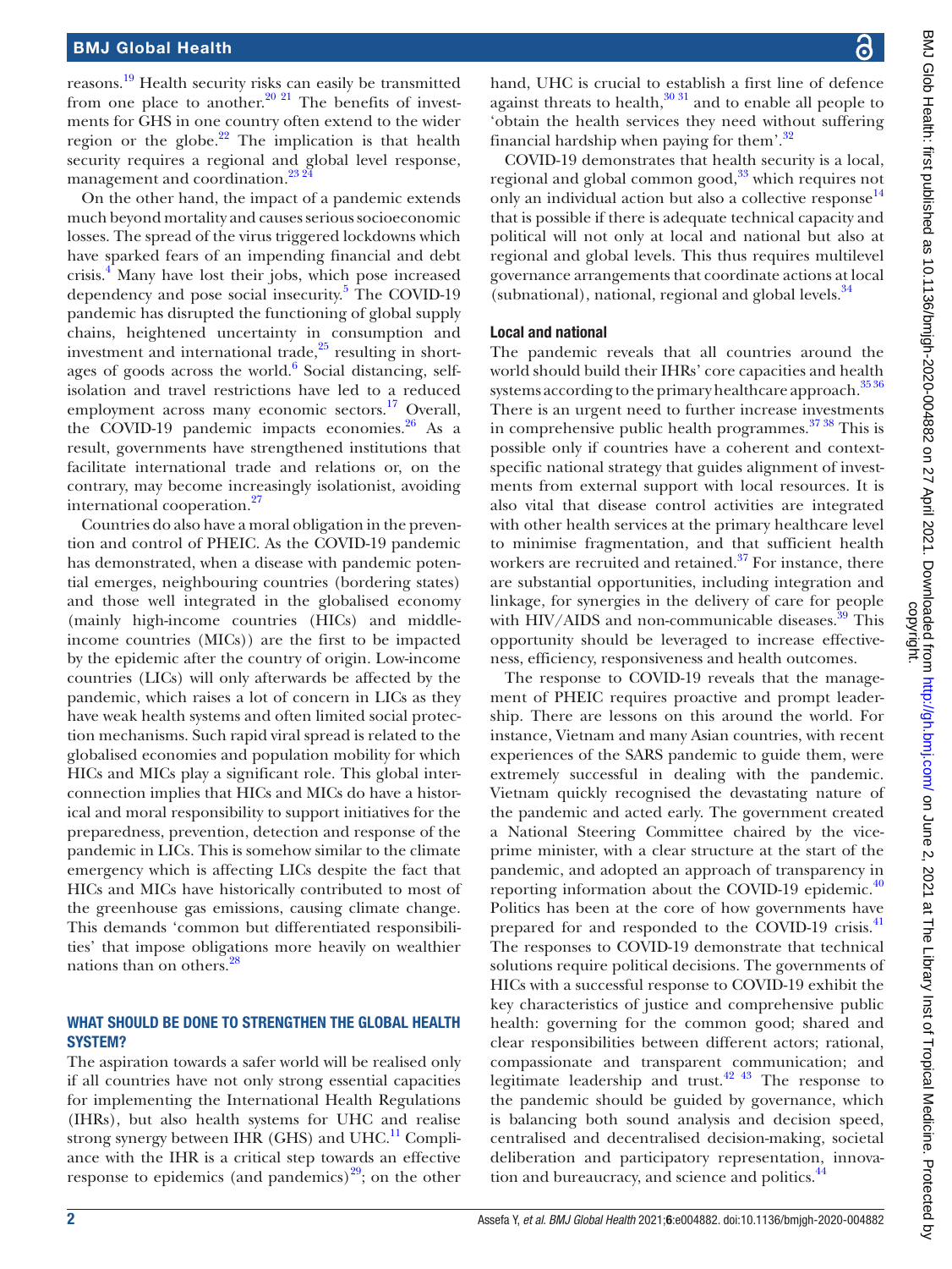reasons.[19] Health security risks can easily be transmitted from one place to another.[20 21] The benefits of investments for GHS in one country often extend to the wider region or the globe.[22] The implication is that health security requires a regional and global level response, management and coordination.[23 24]

On the other hand, the impact of a pandemic extends much beyond mortality and causes serious socioeconomic losses. The spread of the virus triggered lockdowns which have sparked fears of an impending financial and debt crisis.[4] Many have lost their jobs, which pose increased dependency and pose social insecurity.[5] The COVID-19 pandemic has disrupted the functioning of global supply chains, heightened uncertainty in consumption and investment and international trade,[25] resulting in shortages of goods across the world.[6] Social distancing, self-isolation and travel restrictions have led to a reduced employment across many economic sectors.[17] Overall, the COVID-19 pandemic impacts economies.[26] As a result, governments have strengthened institutions that facilitate international trade and relations or, on the contrary, may become increasingly isolationist, avoiding international cooperation.[27]

Countries do also have a moral obligation in the prevention and control of PHEIC. As the COVID-19 pandemic has demonstrated, when a disease with pandemic potential emerges, neighbouring countries (bordering states) and those well integrated in the globalised economy (mainly high-income countries (HICs) and middle-income countries (MICs)) are the first to be impacted by the epidemic after the country of origin. Low-income countries (LICs) will only afterwards be affected by the pandemic, which raises a lot of concern in LICs as they have weak health systems and often limited social protection mechanisms. Such rapid viral spread is related to the globalised economies and population mobility for which HICs and MICs play a significant role. This global interconnection implies that HICs and MICs do have a historical and moral responsibility to support initiatives for the preparedness, prevention, detection and response of the pandemic in LICs. This is somehow similar to the climate emergency which is affecting LICs despite the fact that HICs and MICs have historically contributed to most of the greenhouse gas emissions, causing climate change. This demands 'common but differentiated responsibilities' that impose obligations more heavily on wealthier nations than on others.[28]

## WHAT SHOULD BE DONE TO STRENGTHEN THE GLOBAL HEALTH SYSTEM?

The aspiration towards a safer world will be realised only if all countries have not only strong essential capacities for implementing the International Health Regulations (IHRs), but also health systems for UHC and realise strong synergy between IHR (GHS) and UHC.[11] Compliance with the IHR is a critical step towards an effective response to epidemics (and pandemics)[29]; on the other hand, UHC is crucial to establish a first line of defence against threats to health,[30 31] and to enable all people to 'obtain the health services they need without suffering financial hardship when paying for them'.[32]

COVID-19 demonstrates that health security is a local, regional and global common good,[33] which requires not only an individual action but also a collective response[14] that is possible if there is adequate technical capacity and political will not only at local and national but also at regional and global levels. This thus requires multilevel governance arrangements that coordinate actions at local (subnational), national, regional and global levels.[34]

### Local and national

The pandemic reveals that all countries around the world should build their IHRs' core capacities and health systems according to the primary healthcare approach.[35 36] There is an urgent need to further increase investments in comprehensive public health programmes.[37 38] This is possible only if countries have a coherent and context-specific national strategy that guides alignment of investments from external support with local resources. It is also vital that disease control activities are integrated with other health services at the primary healthcare level to minimise fragmentation, and that sufficient health workers are recruited and retained.[37] For instance, there are substantial opportunities, including integration and linkage, for synergies in the delivery of care for people with HIV/AIDS and non-communicable diseases.[39] This opportunity should be leveraged to increase effectiveness, efficiency, responsiveness and health outcomes.

The response to COVID-19 reveals that the management of PHEIC requires proactive and prompt leadership. There are lessons on this around the world. For instance, Vietnam and many Asian countries, with recent experiences of the SARS pandemic to guide them, were extremely successful in dealing with the pandemic. Vietnam quickly recognised the devastating nature of the pandemic and acted early. The government created a National Steering Committee chaired by the vice-prime minister, with a clear structure at the start of the pandemic, and adopted an approach of transparency in reporting information about the COVID-19 epidemic.[40] Politics has been at the core of how governments have prepared for and responded to the COVID-19 crisis.[41] The responses to COVID-19 demonstrate that technical solutions require political decisions. The governments of HICs with a successful response to COVID-19 exhibit the key characteristics of justice and comprehensive public health: governing for the common good; shared and clear responsibilities between different actors; rational, compassionate and transparent communication; and legitimate leadership and trust.[42 43] The response to the pandemic should be guided by governance, which is balancing both sound analysis and decision speed, centralised and decentralised decision-making, societal deliberation and participatory representation, innovation and bureaucracy, and science and politics.[44]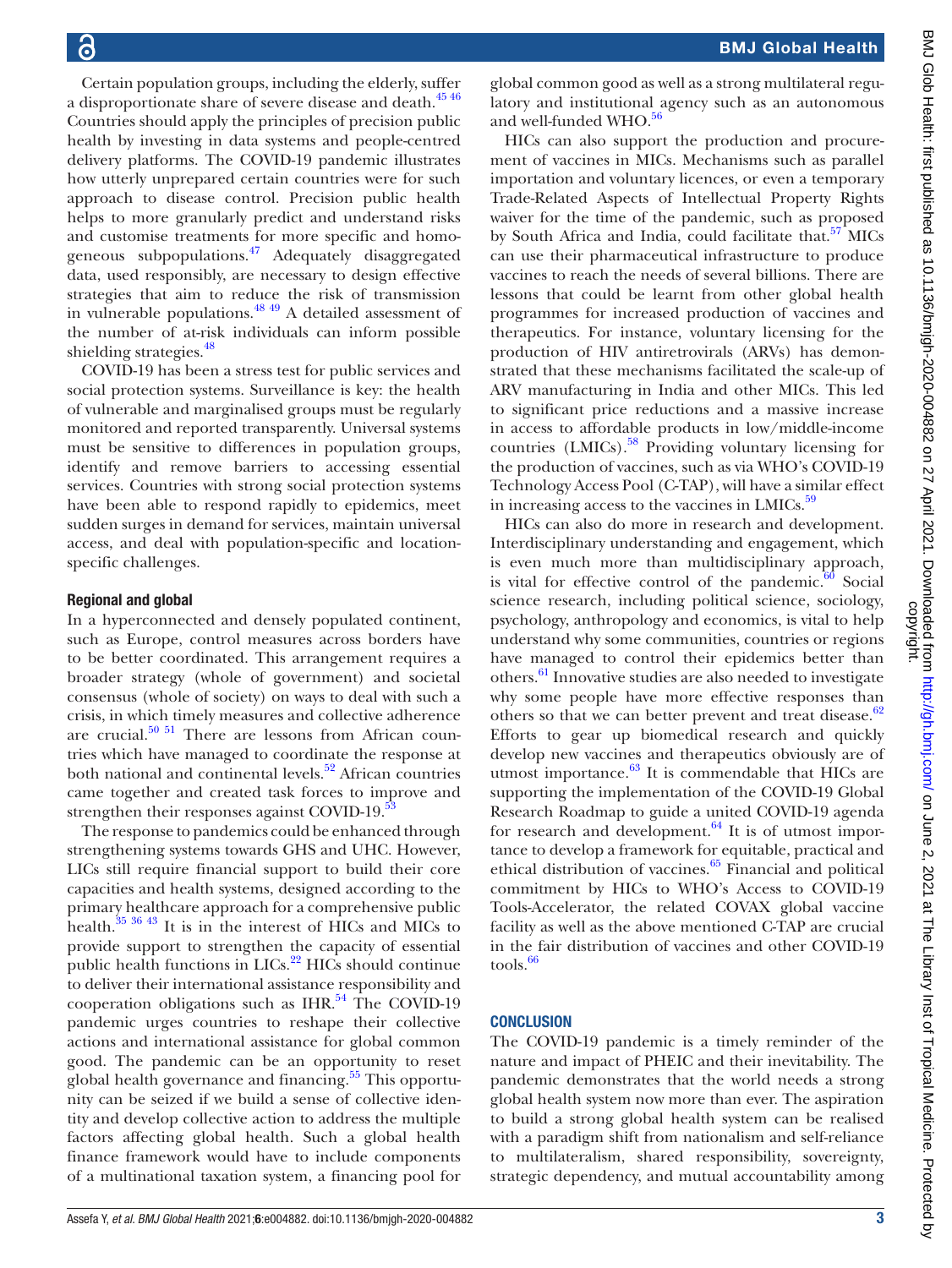Certain population groups, including the elderly, suffer a disproportionate share of severe disease and death.[45 46] Countries should apply the principles of precision public health by investing in data systems and people-centred delivery platforms. The COVID-19 pandemic illustrates how utterly unprepared certain countries were for such approach to disease control. Precision public health helps to more granularly predict and understand risks and customise treatments for more specific and homogeneous subpopulations.[47] Adequately disaggregated data, used responsibly, are necessary to design effective strategies that aim to reduce the risk of transmission in vulnerable populations.[48 49] A detailed assessment of the number of at-risk individuals can inform possible shielding strategies.[48]

COVID-19 has been a stress test for public services and social protection systems. Surveillance is key: the health of vulnerable and marginalised groups must be regularly monitored and reported transparently. Universal systems must be sensitive to differences in population groups, identify and remove barriers to accessing essential services. Countries with strong social protection systems have been able to respond rapidly to epidemics, meet sudden surges in demand for services, maintain universal access, and deal with population-specific and location-specific challenges.

### Regional and global

In a hyperconnected and densely populated continent, such as Europe, control measures across borders have to be better coordinated. This arrangement requires a broader strategy (whole of government) and societal consensus (whole of society) on ways to deal with such a crisis, in which timely measures and collective adherence are crucial.[50 51] There are lessons from African countries which have managed to coordinate the response at both national and continental levels.[52] African countries came together and created task forces to improve and strengthen their responses against COVID-19.[53]

The response to pandemics could be enhanced through strengthening systems towards GHS and UHC. However, LICs still require financial support to build their core capacities and health systems, designed according to the primary healthcare approach for a comprehensive public health.[35 36 43] It is in the interest of HICs and MICs to provide support to strengthen the capacity of essential public health functions in LICs.[22] HICs should continue to deliver their international assistance responsibility and cooperation obligations such as IHR.[54] The COVID-19 pandemic urges countries to reshape their collective actions and international assistance for global common good. The pandemic can be an opportunity to reset global health governance and financing.[55] This opportunity can be seized if we build a sense of collective identity and develop collective action to address the multiple factors affecting global health. Such a global health finance framework would have to include components of a multinational taxation system, a financing pool for global common good as well as a strong multilateral regulatory and institutional agency such as an autonomous and well-funded WHO.[56]

HICs can also support the production and procurement of vaccines in MICs. Mechanisms such as parallel importation and voluntary licences, or even a temporary Trade-Related Aspects of Intellectual Property Rights waiver for the time of the pandemic, such as proposed by South Africa and India, could facilitate that.[57] MICs can use their pharmaceutical infrastructure to produce vaccines to reach the needs of several billions. There are lessons that could be learnt from other global health programmes for increased production of vaccines and therapeutics. For instance, voluntary licensing for the production of HIV antiretrovirals (ARVs) has demonstrated that these mechanisms facilitated the scale-up of ARV manufacturing in India and other MICs. This led to significant price reductions and a massive increase in access to affordable products in low/middle-income countries (LMICs).[58] Providing voluntary licensing for the production of vaccines, such as via WHO's COVID-19 Technology Access Pool (C-TAP), will have a similar effect in increasing access to the vaccines in LMICs.[59]

HICs can also do more in research and development. Interdisciplinary understanding and engagement, which is even much more than multidisciplinary approach, is vital for effective control of the pandemic.[60] Social science research, including political science, sociology, psychology, anthropology and economics, is vital to help understand why some communities, countries or regions have managed to control their epidemics better than others.[61] Innovative studies are also needed to investigate why some people have more effective responses than others so that we can better prevent and treat disease.[62] Efforts to gear up biomedical research and quickly develop new vaccines and therapeutics obviously are of utmost importance.[63] It is commendable that HICs are supporting the implementation of the COVID-19 Global Research Roadmap to guide a united COVID-19 agenda for research and development.[64] It is of utmost importance to develop a framework for equitable, practical and ethical distribution of vaccines.[65] Financial and political commitment by HICs to WHO's Access to COVID-19 Tools-Accelerator, the related COVAX global vaccine facility as well as the above mentioned C-TAP are crucial in the fair distribution of vaccines and other COVID-19 tools.[66]

## CONCLUSION

The COVID-19 pandemic is a timely reminder of the nature and impact of PHEIC and their inevitability. The pandemic demonstrates that the world needs a strong global health system now more than ever. The aspiration to build a strong global health system can be realised with a paradigm shift from nationalism and self-reliance to multilateralism, shared responsibility, sovereignty, strategic dependency, and mutual accountability among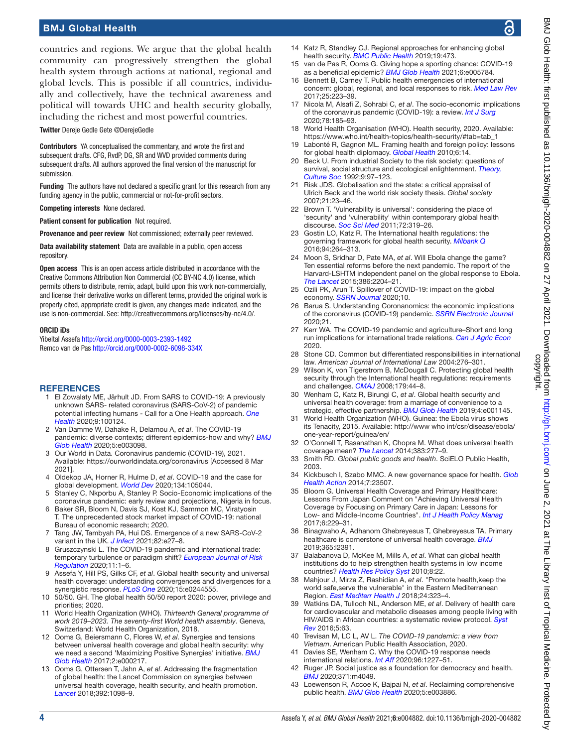countries and regions. We argue that the global health community can progressively strengthen the global health system through actions at national, regional and global levels. This is possible if all countries, individually and collectively, have the technical awareness and political will towards UHC and health security globally, including the richest and most powerful countries.

**Twitter** Dereje Gedle Gete @DerejeGedle

**Contributors** YA conceptualised the commentary, and wrote the first and subsequent drafts. CFG, RvdP, DG, SR and WVD provided comments during subsequent drafts. All authors approved the final version of the manuscript for submission.

**Funding** The authors have not declared a specific grant for this research from any funding agency in the public, commercial or not-for-profit sectors.

**Competing interests** None declared.

**Patient consent for publication** Not required.

**Provenance and peer review** Not commissioned; externally peer reviewed.

**Data availability statement** Data are available in a public, open access repository.

**Open access** This is an open access article distributed in accordance with the Creative Commons Attribution Non Commercial (CC BY-NC 4.0) license, which permits others to distribute, remix, adapt, build upon this work non-commercially, and license their derivative works on different terms, provided the original work is properly cited, appropriate credit is given, any changes made indicated, and the use is non-commercial. See: http://creativecommons.org/licenses/by-nc/4.0/.

**ORCID iDs**

Yibeltal Assefa http://orcid.org/0000-0003-2393-1492
Remco van de Pas http://orcid.org/0000-0002-6098-334X

## REFERENCES

1. El Zowalaty ME, Järhult JD. From SARS to COVID-19: A previously unknown SARS- related coronavirus (SARS-CoV-2) of pandemic potential infecting humans - Call for a One Health approach. *One Health* 2020;9:100124.
2. Van Damme W, Dahake R, Delamou A, *et al*. The COVID-19 pandemic: diverse contexts; different epidemics-how and why? *BMJ Glob Health* 2020;5:e003098.
3. Our World in Data. Coronavirus pandemic (COVID-19), 2021. Available: https://ourworldindata.org/coronavirus [Accessed 8 Mar 2021].
4. Oldekop JA, Horner R, Hulme D, *et al*. COVID-19 and the case for global development. *World Dev* 2020;134:105044.
5. Stanley C, Nkporbu A, Stanley P. Socio-Economic implications of the coronavirus pandemic: early review and projections, Nigeria in focus.
6. Baker SR, Bloom N, Davis SJ, Kost KJ, Sammon MC, Viratyosin T. The unprecedented stock market impact of COVID-19: national Bureau of economic research; 2020.
7. Tang JW, Tambyah PA, Hui DS. Emergence of a new SARS-CoV-2 variant in the UK. *J Infect* 2021;82:e27–8.
8. Gruszczynski L. The COVID-19 pandemic and international trade: temporary turbulence or paradigm shift? *European Journal of Risk Regulation* 2020;11:1–6.
9. Assefa Y, Hill PS, Gilks CF, *et al*. Global health security and universal health coverage: understanding convergences and divergences for a synergistic response. *PLoS One* 2020;15:e0244555.
10. 50/50. GH. The global health 50/50 report 2020: power, privilege and priorities; 2020.
11. World Health Organization (WHO). *Thirteenth General programme of work 2019–2023. The seventy-first World health assembly*. Geneva, Switzerland: World Health Organization, 2018.
12. Ooms G, Beiersmann C, Flores W, *et al*. Synergies and tensions between universal health coverage and global health security: why we need a second 'Maximizing Positive Synergies' initiative. *BMJ Glob Health* 2017;2:e000217.
13. Ooms G, Ottersen T, Jahn A, *et al*. Addressing the fragmentation of global health: the Lancet Commission on synergies between universal health coverage, health security, and health promotion. *Lancet* 2018;392:1098–9.
14. Katz R, Standley CJ. Regional approaches for enhancing global health security. *BMC Public Health* 2019;19:473.
15. van de Pas R, Ooms G. Giving hope a sporting chance: COVID-19 as a beneficial epidemic? *BMJ Glob Health* 2021;6:e005784.
16. Bennett B, Carney T. Public health emergencies of international concern: global, regional, and local responses to risk. *Med Law Rev* 2017;25:223–39.
17. Nicola M, Alsafi Z, Sohrabi C, *et al*. The socio-economic implications of the coronavirus pandemic (COVID-19): a review. *Int J Surg* 2020;78:185–93.
18. World Health Organisation (WHO). Health security, 2020. Available: https://www.who.int/health-topics/health-security/#tab=tab_1
19. Labonté R, Gagnon ML. Framing health and foreign policy: lessons for global health diplomacy. *Global Health* 2010;6:14.
20. Beck U. From industrial Society to the risk society: questions of survival, social structure and ecological enlightenment. *Theory, Culture Soc* 1992;9:97–123.
21. Risk JDS. Globalisation and the state: a critical appraisal of Ulrich Beck and the world risk society thesis. *Global society* 2007;21:23–46.
22. Brown T. 'Vulnerability is universal': considering the place of 'security' and 'vulnerability' within contemporary global health discourse. *Soc Sci Med* 2011;72:319–26.
23. Gostin LO, Katz R. The International health regulations: the governing framework for global health security. *Milbank Q* 2016;94:264–313.
24. Moon S, Sridhar D, Pate MA, *et al*. Will Ebola change the game? Ten essential reforms before the next pandemic. The report of the Harvard-LSHTM independent panel on the global response to Ebola. *The Lancet* 2015;386:2204–21.
25. Ozili PK, Arun T. Spillover of COVID-19: impact on the global economy. *SSRN Journal* 2020;10.
26. Barua S. Understanding Coronanomics: the economic implications of the coronavirus (COVID-19) pandemic. *SSRN Electronic Journal* 2020;21.
27. Kerr WA. The COVID-19 pandemic and agriculture–Short and long run implications for international trade relations. *Can J Agric Econ* 2020.
28. Stone CD. Common but differentiated responsibilities in international law. *American Journal of International Law* 2004:276–301.
29. Wilson K, von Tigerstrom B, McDougall C. Protecting global health security through the International health regulations: requirements and challenges. *CMAJ* 2008;179:44–8.
30. Wenham C, Katz R, Birungi C, *et al*. Global health security and universal health coverage: from a marriage of convenience to a strategic, effective partnership. *BMJ Glob Health* 2019;4:e001145.
31. World Health Organization (WHO). Guinea: the Ebola virus shows its Tenacity, 2015. Available: http://www who int/csr/disease/ebola/one-year-report/guinea/en/
32. O'Connell T, Rasanathan K, Chopra M. What does universal health coverage mean? *The Lancet* 2014;383:277–9.
33. Smith RD. *Global public goods and health*. SciELO Public Health, 2003.
34. Kickbusch I, Szabo MMC. A new governance space for health. *Glob Health Action* 2014;7:23507.
35. Bloom G. Universal Health Coverage and Primary Healthcare: Lessons From Japan Comment on "Achieving Universal Health Coverage by Focusing on Primary Care in Japan: Lessons for Low- and Middle-Income Countries". *Int J Health Policy Manag* 2017;6:229–31.
36. Binagwaho A, Adhanom Ghebreyesus T, Ghebreyesus TA. Primary healthcare is cornerstone of universal health coverage. *BMJ* 2019;365:l2391.
37. Balabanova D, McKee M, Mills A, *et al*. What can global health institutions do to help strengthen health systems in low income countries? *Health Res Policy Syst* 2010;8:22.
38. Mahjour J, Mirza Z, Rashidian A, *et al*. "Promote health,keep the world safe,serve the vulnerable" in the Eastern Mediterranean Region. *East Mediterr Health J* 2018;24:323–4.
39. Watkins DA, Tulloch NL, Anderson ME, *et al*. Delivery of health care for cardiovascular and metabolic diseases among people living with HIV/AIDS in African countries: a systematic review protocol. *Syst Rev* 2016;5:63.
40. Trevisan M, LC L, AV L. *The COVID-19 pandemic: a view from Vietnam*. American Public Health Association, 2020.
41. Davies SE, Wenham C. Why the COVID-19 response needs international relations. *Int Aff* 2020;96:1227–51.
42. Ruger JP. Social justice as a foundation for democracy and health. *BMJ* 2020;371:m4049.
43. Loewenson R, Accoe K, Bajpai N, *et al*. Reclaiming comprehensive public health. *BMJ Glob Health* 2020;5:e003886.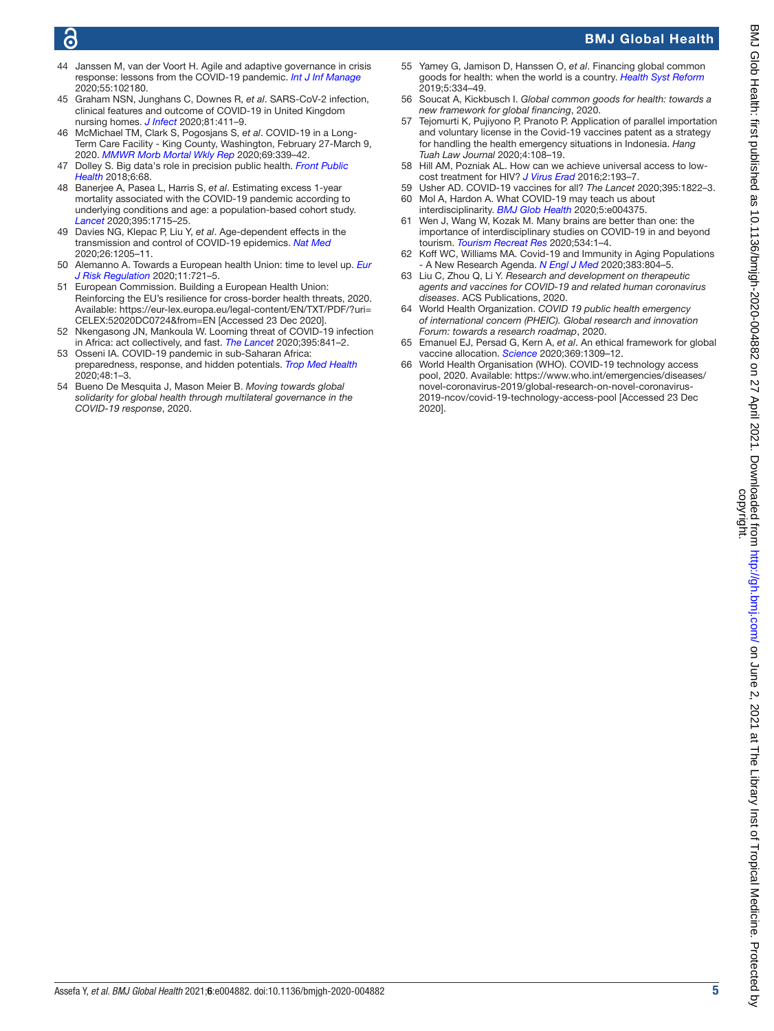44 Janssen M, van der Voort H. Agile and adaptive governance in crisis response: lessons from the COVID-19 pandemic. *Int J Inf Manage* 2020;55:102180.
45 Graham NSN, Junghans C, Downes R, *et al*. SARS-CoV-2 infection, clinical features and outcome of COVID-19 in United Kingdom nursing homes. *J Infect* 2020;81:411–9.
46 McMichael TM, Clark S, Pogosjans S, *et al*. COVID-19 in a Long-Term Care Facility - King County, Washington, February 27-March 9, 2020. *MMWR Morb Mortal Wkly Rep* 2020;69:339–42.
47 Dolley S. Big data's role in precision public health. *Front Public Health* 2018;6:68.
48 Banerjee A, Pasea L, Harris S, *et al*. Estimating excess 1-year mortality associated with the COVID-19 pandemic according to underlying conditions and age: a population-based cohort study. *Lancet* 2020;395:1715–25.
49 Davies NG, Klepac P, Liu Y, *et al*. Age-dependent effects in the transmission and control of COVID-19 epidemics. *Nat Med* 2020;26:1205–11.
50 Alemanno A. Towards a European health Union: time to level up. *Eur J Risk Regulation* 2020;11:721–5.
51 European Commission. Building a European Health Union: Reinforcing the EU's resilience for cross-border health threats, 2020. Available: https://eur-lex.europa.eu/legal-content/EN/TXT/PDF/?uri=CELEX:52020DC0724&from=EN [Accessed 23 Dec 2020].
52 Nkengasong JN, Mankoula W. Looming threat of COVID-19 infection in Africa: act collectively, and fast. *The Lancet* 2020;395:841–2.
53 Osseni IA. COVID-19 pandemic in sub-Saharan Africa: preparedness, response, and hidden potentials. *Trop Med Health* 2020;48:1–3.
54 Bueno De Mesquita J, Mason Meier B. *Moving towards global solidarity for global health through multilateral governance in the COVID-19 response*, 2020.
55 Yamey G, Jamison D, Hanssen O, *et al*. Financing global common goods for health: when the world is a country. *Health Syst Reform* 2019;5:334–49.
56 Soucat A, Kickbusch I. *Global common goods for health: towards a new framework for global financing*, 2020.
57 Tejomurti K, Pujiyono P, Pranoto P. Application of parallel importation and voluntary license in the Covid-19 vaccines patent as a strategy for handling the health emergency situations in Indonesia. *Hang Tuah Law Journal* 2020;4:108–19.
58 Hill AM, Pozniak AL. How can we achieve universal access to low-cost treatment for HIV? *J Virus Erad* 2016;2:193–7.
59 Usher AD. COVID-19 vaccines for all? *The Lancet* 2020;395:1822–3.
60 Mol A, Hardon A. What COVID-19 may teach us about interdisciplinarity. *BMJ Glob Health* 2020;5:e004375.
61 Wen J, Wang W, Kozak M. Many brains are better than one: the importance of interdisciplinary studies on COVID-19 in and beyond tourism. *Tourism Recreat Res* 2020;534:1–4.
62 Koff WC, Williams MA. Covid-19 and Immunity in Aging Populations - A New Research Agenda. *N Engl J Med* 2020;383:804–5.
63 Liu C, Zhou Q, Li Y. *Research and development on therapeutic agents and vaccines for COVID-19 and related human coronavirus diseases*. ACS Publications, 2020.
64 World Health Organization. *COVID 19 public health emergency of international concern (PHEIC). Global research and innovation Forum: towards a research roadmap*, 2020.
65 Emanuel EJ, Persad G, Kern A, *et al*. An ethical framework for global vaccine allocation. *Science* 2020;369:1309–12.
66 World Health Organisation (WHO). COVID-19 technology access pool, 2020. Available: https://www.who.int/emergencies/diseases/novel-coronavirus-2019/global-research-on-novel-coronavirus-2019-ncov/covid-19-technology-access-pool [Accessed 23 Dec 2020].